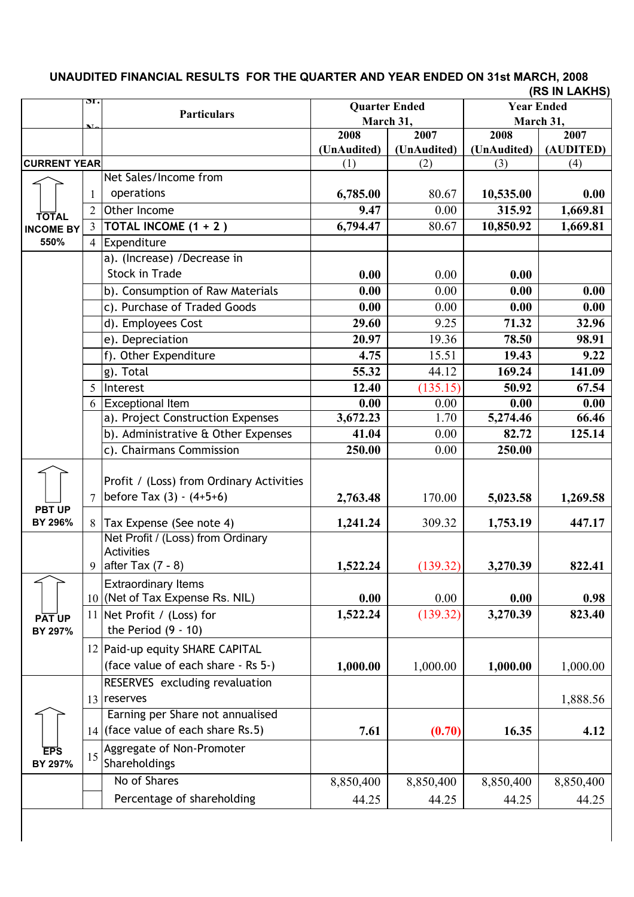**UNAUDITED FINANCIAL RESULTS FOR THE QUARTER AND YEAR ENDED ON 31st MARCH, 2008**

**(RS IN LAKHS)**

| | Sr. No. | Particulars | Quarter Ended March 31, | | Year Ended March 31, | |
|---|---|---|---|---|---|---|
| | | | 2008 (UnAudited) | 2007 (UnAudited) | 2008 (UnAudited) | 2007 (AUDITED) |
| **CURRENT YEAR** | | | (1) | (2) | (3) | (4) |
| **TOTAL INCOME BY 550%** | 1 | Net Sales/Income from operations | **6,785.00** | 80.67 | **10,535.00** | **0.00** |
| | 2 | Other Income | **9.47** | 0.00 | **315.92** | **1,669.81** |
| | 3 | **TOTAL INCOME (1 + 2 )** | **6,794.47** | 80.67 | **10,850.92** | **1,669.81** |
| | 4 | Expenditure | | | | |
| | | a). (Increase) /Decrease in Stock in Trade | **0.00** | 0.00 | **0.00** | |
| | | b). Consumption of Raw Materials | **0.00** | 0.00 | **0.00** | **0.00** |
| | | c). Purchase of Traded Goods | **0.00** | 0.00 | **0.00** | **0.00** |
| | | d). Employees Cost | **29.60** | 9.25 | **71.32** | **32.96** |
| | | e). Depreciation | **20.97** | 19.36 | **78.50** | **98.91** |
| | | f). Other Expenditure | **4.75** | 15.51 | **19.43** | **9.22** |
| | | g). Total | **55.32** | 44.12 | **169.24** | **141.09** |
| | 5 | Interest | **12.40** | (135.15) | **50.92** | **67.54** |
| | 6 | Exceptional Item | **0.00** | 0.00 | **0.00** | **0.00** |
| | | a). Project Construction Expenses | **3,672.23** | 1.70 | **5,274.46** | **66.46** |
| | | b). Administrative & Other Expenses | **41.04** | 0.00 | **82.72** | **125.14** |
| | | c). Chairmans Commission | **250.00** | 0.00 | **250.00** | |
| **PBT UP BY 296%** | 7 | Profit / (Loss) from Ordinary Activities before Tax (3) - (4+5+6) | **2,763.48** | 170.00 | **5,023.58** | **1,269.58** |
| | 8 | Tax Expense (See note 4) | **1,241.24** | 309.32 | **1,753.19** | **447.17** |
| | 9 | Net Profit / (Loss) from Ordinary Activities after Tax (7 - 8) | **1,522.24** | (139.32) | **3,270.39** | **822.41** |
| **PAT UP BY 297%** | 10 | Extraordinary Items (Net of Tax Expense Rs. NIL) | **0.00** | 0.00 | **0.00** | **0.98** |
| | 11 | Net Profit / (Loss) for the Period (9 - 10) | **1,522.24** | (139.32) | **3,270.39** | **823.40** |
| | 12 | Paid-up equity SHARE CAPITAL (face value of each share - Rs 5-) | **1,000.00** | 1,000.00 | **1,000.00** | 1,000.00 |
| **EPS BY 297%** | 13 | RESERVES excluding revaluation reserves | | | | 1,888.56 |
| | 14 | Earning per Share not annualised (face value of each share Rs.5) | **7.61** | **(0.70)** | **16.35** | **4.12** |
| | 15 | Aggregate of Non-Promoter Shareholdings | | | | |
| | | No of Shares | 8,850,400 | 8,850,400 | 8,850,400 | 8,850,400 |
| | | Percentage of shareholding | 44.25 | 44.25 | 44.25 | 44.25 |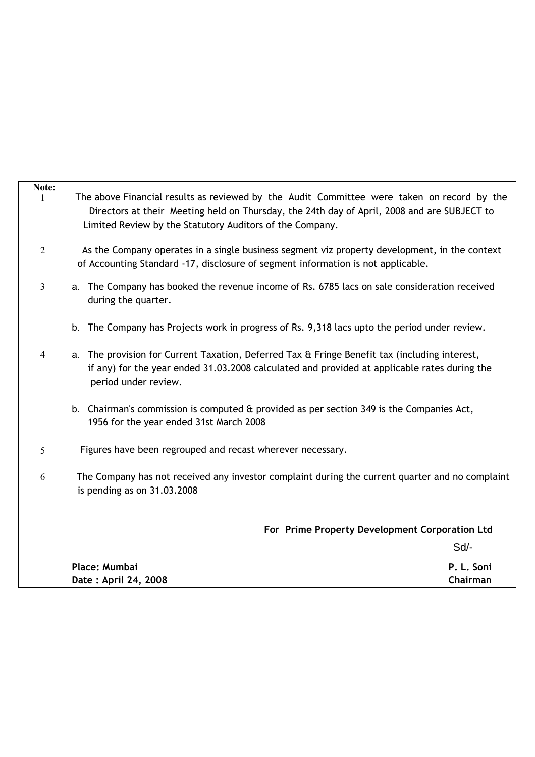**Note:**

1. The above Financial results as reviewed by the Audit Committee were taken on record by the Directors at their Meeting held on Thursday, the 24th day of April, 2008 and are SUBJECT to Limited Review by the Statutory Auditors of the Company.

2. As the Company operates in a single business segment viz property development, in the context of Accounting Standard -17, disclosure of segment information is not applicable.

3. a. The Company has booked the revenue income of Rs. 6785 lacs on sale consideration received during the quarter.

   b. The Company has Projects work in progress of Rs. 9,318 lacs upto the period under review.

4. a. The provision for Current Taxation, Deferred Tax & Fringe Benefit tax (including interest, if any) for the year ended 31.03.2008 calculated and provided at applicable rates during the period under review.

   b. Chairman's commission is computed & provided as per section 349 is the Companies Act, 1956 for the year ended 31st March 2008

5. Figures have been regrouped and recast wherever necessary.

6. The Company has not received any investor complaint during the current quarter and no complaint is pending as on 31.03.2008

**For Prime Property Development Corporation Ltd**

Sd/-

**P. L. Soni**
**Chairman**

**Place: Mumbai**
**Date : April 24, 2008**